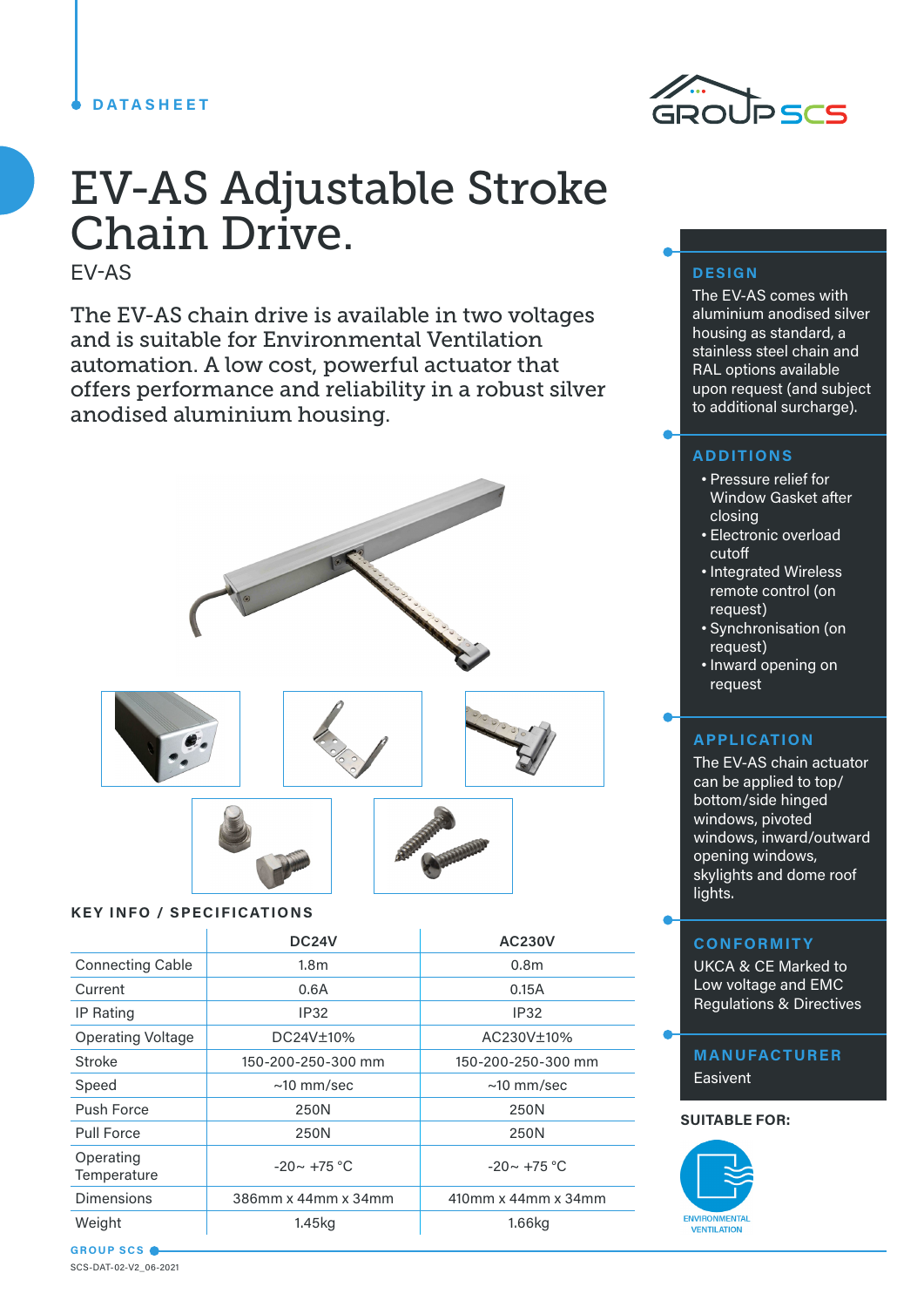DATASHEET

# EV-AS Adjustable Stroke Chain Drive.

EV-AS

The EV-AS chain drive is available in two voltages and is suitable for Environmental Ventilation automation. A low cost, powerful actuator that offers performance and reliability in a robust silver anodised aluminium housing.

## KEY INFO / SPECIFICATIONS

| | DC24V | AC230V |
|---|---|---|
| Connecting Cable | 1.8m | 0.8m |
| Current | 0.6A | 0.15A |
| IP Rating | IP32 | IP32 |
| Operating Voltage | DC24V±10% | AC230V±10% |
| Stroke | 150-200-250-300 mm | 150-200-250-300 mm |
| Speed | ~10 mm/sec | ~10 mm/sec |
| Push Force | 250N | 250N |
| Pull Force | 250N | 250N |
| Operating Temperature | -20~ +75 °C | -20~ +75 °C |
| Dimensions | 386mm x 44mm x 34mm | 410mm x 44mm x 34mm |
| Weight | 1.45kg | 1.66kg |

## DESIGN

The EV-AS comes with aluminium anodised silver housing as standard, a stainless steel chain and RAL options available upon request (and subject to additional surcharge).

## ADDITIONS

- Pressure relief for Window Gasket after closing
- Electronic overload cutoff
- Integrated Wireless remote control (on request)
- Synchronisation (on request)
- Inward opening on request

## APPLICATION

The EV-AS chain actuator can be applied to top/bottom/side hinged windows, pivoted windows, inward/outward opening windows, skylights and dome roof lights.

## CONFORMITY

UKCA & CE Marked to Low voltage and EMC Regulations & Directives

## MANUFACTURER

Easivent

**SUITABLE FOR:**

ENVIRONMENTAL VENTILATION

GROUP SCS

SCS-DAT-02-V2_06-2021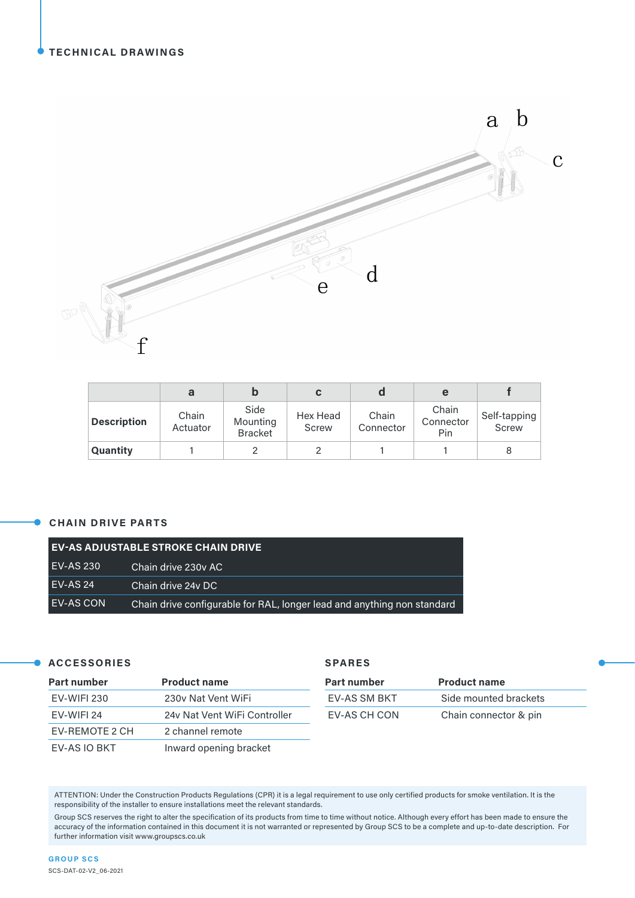## TECHNICAL DRAWINGS

a b c d e f

| | a | b | c | d | e | f |
|---|---|---|---|---|---|---|
| **Description** | Chain Actuator | Side Mounting Bracket | Hex Head Screw | Chain Connector | Chain Connector Pin | Self-tapping Screw |
| **Quantity** | 1 | 2 | 2 | 1 | 1 | 8 |

## CHAIN DRIVE PARTS

| **EV-AS ADJUSTABLE STROKE CHAIN DRIVE** | |
|---|---|
| EV-AS 230 | Chain drive 230v AC |
| EV-AS 24 | Chain drive 24v DC |
| EV-AS CON | Chain drive configurable for RAL, longer lead and anything non standard |

## ACCESSORIES

| Part number | Product name |
|---|---|
| EV-WIFI 230 | 230v Nat Vent WiFi |
| EV-WIFI 24 | 24v Nat Vent WiFi Controller |
| EV-REMOTE 2 CH | 2 channel remote |
| EV-AS IO BKT | Inward opening bracket |

## SPARES

| Part number | Product name |
|---|---|
| EV-AS SM BKT | Side mounted brackets |
| EV-AS CH CON | Chain connector & pin |

ATTENTION: Under the Construction Products Regulations (CPR) it is a legal requirement to use only certified products for smoke ventilation. It is the responsibility of the installer to ensure installations meet the relevant standards.

Group SCS reserves the right to alter the specification of its products from time to time without notice. Although every effort has been made to ensure the accuracy of the information contained in this document it is not warranted or represented by Group SCS to be a complete and up-to-date description. For further information visit www.groupscs.co.uk

GROUP SCS

SCS-DAT-02-V2_06-2021